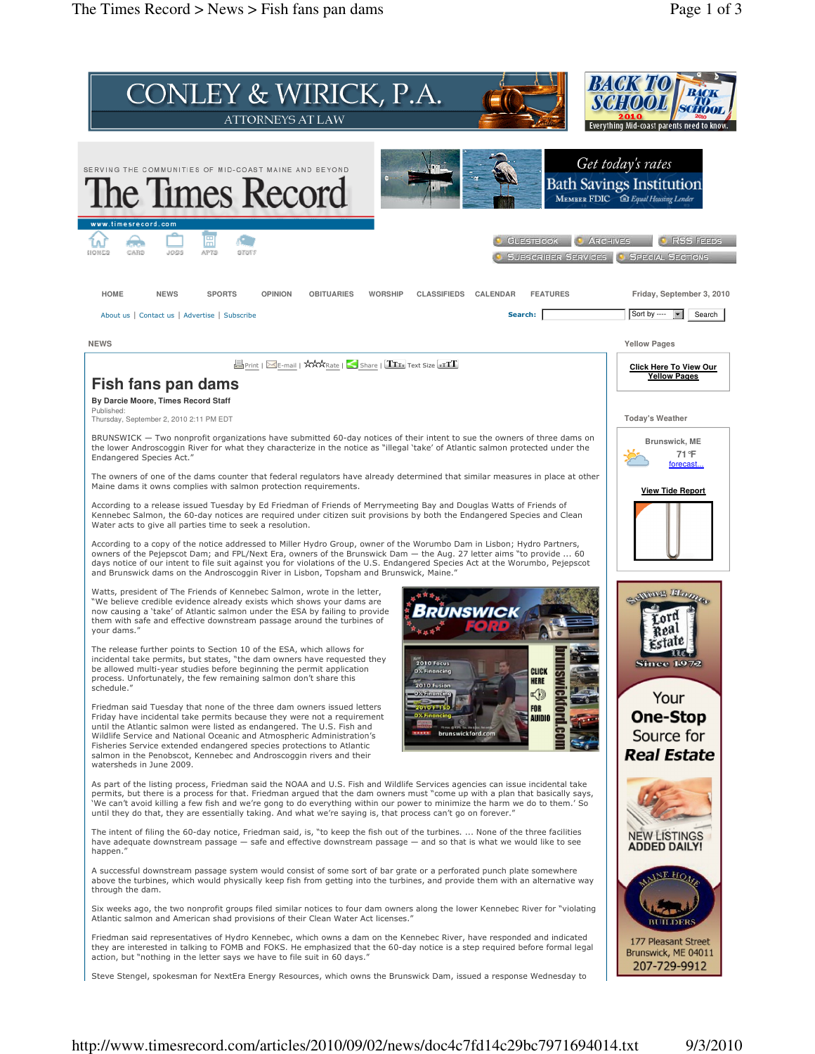# Fish fans pan dams

**By Darcie Moore, Times Record Staff**

Published:
Thursday, September 2, 2010 2:11 PM EDT

BRUNSWICK — Two nonprofit organizations have submitted 60-day notices of their intent to sue the owners of three dams on the lower Androscoggin River for what they characterize in the notice as "illegal 'take' of Atlantic salmon protected under the Endangered Species Act."

The owners of one of the dams counter that federal regulators have already determined that similar measures in place at other Maine dams it owns complies with salmon protection requirements.

According to a release issued Tuesday by Ed Friedman of Friends of Merrymeeting Bay and Douglas Watts of Friends of Kennebec Salmon, the 60-day notices are required under citizen suit provisions by both the Endangered Species and Clean Water acts to give all parties time to seek a resolution.

According to a copy of the notice addressed to Miller Hydro Group, owner of the Worumbo Dam in Lisbon; Hydro Partners, owners of the Pejepscot Dam; and FPL/Next Era, owners of the Brunswick Dam — the Aug. 27 letter aims "to provide ... 60 days notice of our intent to file suit against you for violations of the U.S. Endangered Species Act at the Worumbo, Pejepscot and Brunswick dams on the Androscoggin River in Lisbon, Topsham and Brunswick, Maine."

Watts, president of The Friends of Kennebec Salmon, wrote in the letter, "We believe credible evidence already exists which shows your dams are now causing a 'take' of Atlantic salmon under the ESA by failing to provide them with safe and effective downstream passage around the turbines of your dams."

The release further points to Section 10 of the ESA, which allows for incidental take permits, but states, "the dam owners have requested they be allowed multi-year studies before beginning the permit application process. Unfortunately, the few remaining salmon don't share this schedule."

Friedman said Tuesday that none of the three dam owners issued letters Friday have incidental take permits because they were not a requirement until the Atlantic salmon were listed as endangered. The U.S. Fish and Wildlife Service and National Oceanic and Atmospheric Administration's Fisheries Service extended endangered species protections to Atlantic salmon in the Penobscot, Kennebec and Androscoggin rivers and their watersheds in June 2009.

As part of the listing process, Friedman said the NOAA and U.S. Fish and Wildlife Services agencies can issue incidental take permits, but there is a process for that. Friedman argued that the dam owners must "come up with a plan that basically says, 'We can't avoid killing a few fish and we're gong to do everything within our power to minimize the harm we do to them.' So until they do that, they are essentially taking. And what we're saying is, that process can't go on forever."

The intent of filing the 60-day notice, Friedman said, is, "to keep the fish out of the turbines. ... None of the three facilities have adequate downstream passage — safe and effective downstream passage — and so that is what we would like to see happen."

A successful downstream passage system would consist of some sort of bar grate or a perforated punch plate somewhere above the turbines, which would physically keep fish from getting into the turbines, and provide them with an alternative way through the dam.

Six weeks ago, the two nonprofit groups filed similar notices to four dam owners along the lower Kennebec River for "violating Atlantic salmon and American shad provisions of their Clean Water Act licenses."

Friedman said representatives of Hydro Kennebec, which owns a dam on the Kennebec River, have responded and indicated they are interested in talking to FOMB and FOKS. He emphasized that the 60-day notice is a step required before formal legal action, but "nothing in the letter says we have to file suit in 60 days."

Steve Stengel, spokesman for NextEra Energy Resources, which owns the Brunswick Dam, issued a response Wednesday to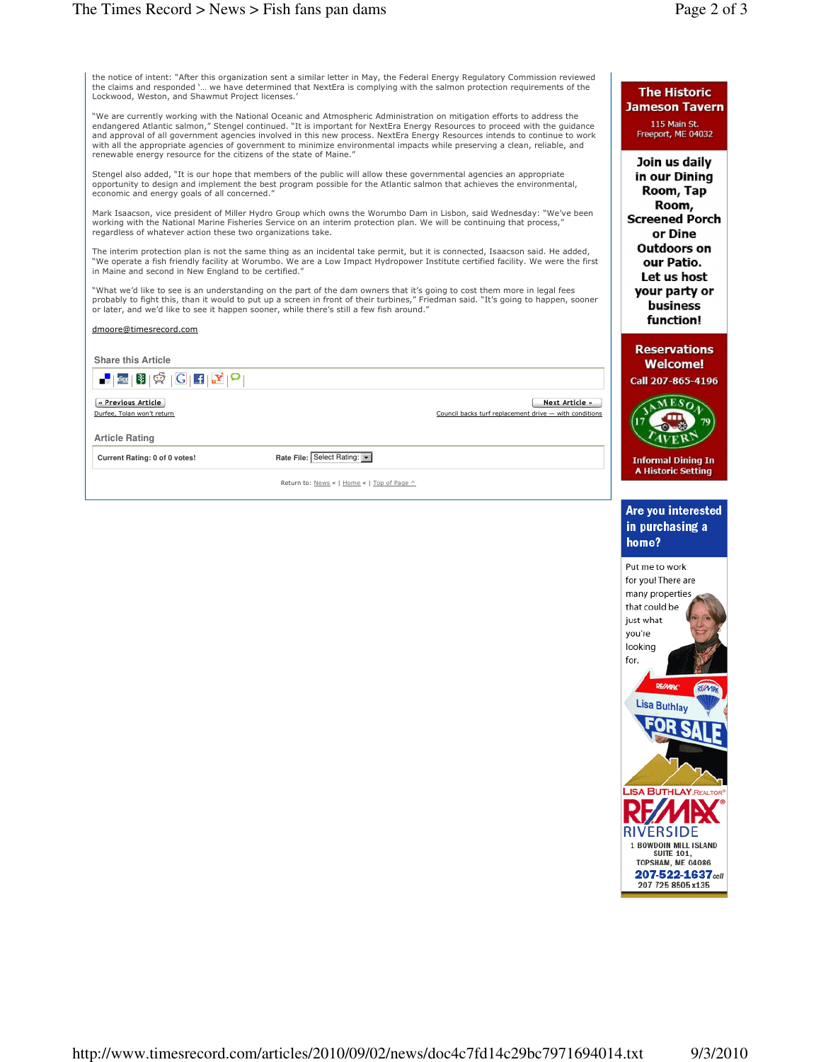the notice of intent: "After this organization sent a similar letter in May, the Federal Energy Regulatory Commission reviewed the claims and responded '... we have determined that NextEra is complying with the salmon protection requirements of the Lockwood, Weston, and Shawmut Project licenses.'

"We are currently working with the National Oceanic and Atmospheric Administration on mitigation efforts to address the endangered Atlantic salmon," Stengel continued. "It is important for NextEra Energy Resources to proceed with the guidance and approval of all government agencies involved in this new process. NextEra Energy Resources intends to continue to work with all the appropriate agencies of government to minimize environmental impacts while preserving a clean, reliable, and renewable energy resource for the citizens of the state of Maine."

Stengel also added, "It is our hope that members of the public will allow these governmental agencies an appropriate opportunity to design and implement the best program possible for the Atlantic salmon that achieves the environmental, economic and energy goals of all concerned."

Mark Isaacson, vice president of Miller Hydro Group which owns the Worumbo Dam in Lisbon, said Wednesday: "We've been working with the National Marine Fisheries Service on an interim protection plan. We will be continuing that process," regardless of whatever action these two organizations take.

The interim protection plan is not the same thing as an incidental take permit, but it is connected, Isaacson said. He added, "We operate a fish friendly facility at Worumbo. We are a Low Impact Hydropower Institute certified facility. We were the first in Maine and second in New England to be certified."

"What we'd like to see is an understanding on the part of the dam owners that it's going to cost them more in legal fees probably to fight this, than it would to put up a screen in front of their turbines," Friedman said. "It's going to happen, sooner or later, and we'd like to see it happen sooner, while there's still a few fish around."

dmoore@timesrecord.com

Share this Article

« Previous Article
Durfee, Tolan won't return

Next Article »
Council backs turf replacement drive — with conditions

Article Rating

Current Rating: 0 of 0 votes!

Rate File: Select Rating:

Return to: News « | Home « | Top of Page ^

**The Historic Jameson Tavern**
115 Main St.
Freeport, ME 04032

**Join us daily in our Dining Room, Tap Room, Screened Porch or Dine Outdoors on our Patio. Let us host your party or business function!**

**Reservations Welcome!**
Call 207-865-4196

Jameson Tavern 1779

Informal Dining In A Historic Setting

**Are you interested in purchasing a home?**

Put me to work for you! There are many properties that could be just what you're looking for.

RE/MAX Lisa Buthlay FOR SALE

LISA BUTHLAY, REALTOR®
RE/MAX RIVERSIDE
1 BOWDOIN MILL ISLAND
SUITE 101,
TOPSHAM, ME 04086
207-522-1637 cell
207 725 8505 x135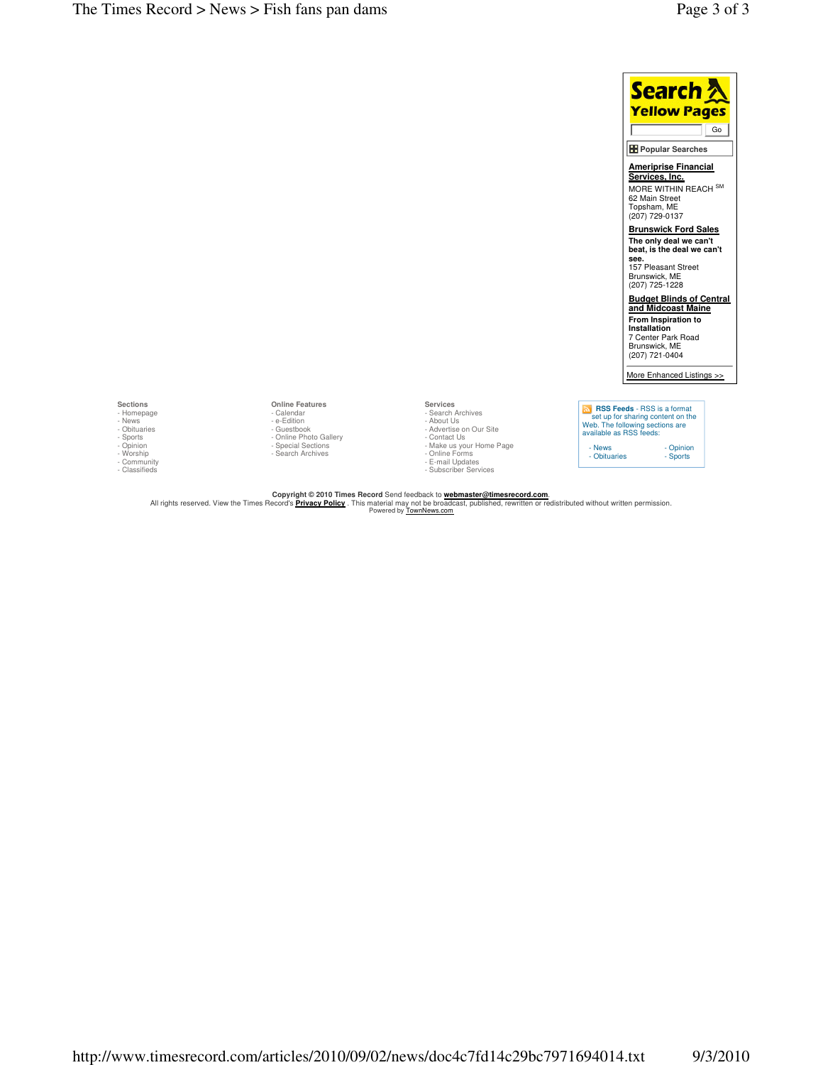**Search Yellow Pages**

Go

Popular Searches

**Ameriprise Financial Services, Inc.**
MORE WITHIN REACH SM
62 Main Street
Topsham, ME
(207) 729-0137

**Brunswick Ford Sales**
**The only deal we can't beat, is the deal we can't see.**
157 Pleasant Street
Brunswick, ME
(207) 725-1228

**Budget Blinds of Central and Midcoast Maine**
**From Inspiration to Installation**
7 Center Park Road
Brunswick, ME
(207) 721-0404

More Enhanced Listings >>

**Sections**
- Homepage
- News
- Obituaries
- Sports
- Opinion
- Worship
- Community
- Classifieds

**Online Features**
- Calendar
- e-Edition
- Guestbook
- Online Photo Gallery
- Special Sections
- Search Archives

**Services**
- Search Archives
- About Us
- Advertise on Our Site
- Contact Us
- Make us your Home Page
- Online Forms
- E-mail Updates
- Subscriber Services

**RSS Feeds** - RSS is a format set up for sharing content on the Web. The following sections are available as RSS feeds:
- News
- Opinion
- Obituaries
- Sports

**Copyright © 2010 Times Record** Send feedback to **webmaster@timesrecord.com**.
All rights reserved. View the Times Record's **Privacy Policy** . This material may not be broadcast, published, rewritten or redistributed without written permission.
Powered by TownNews.com